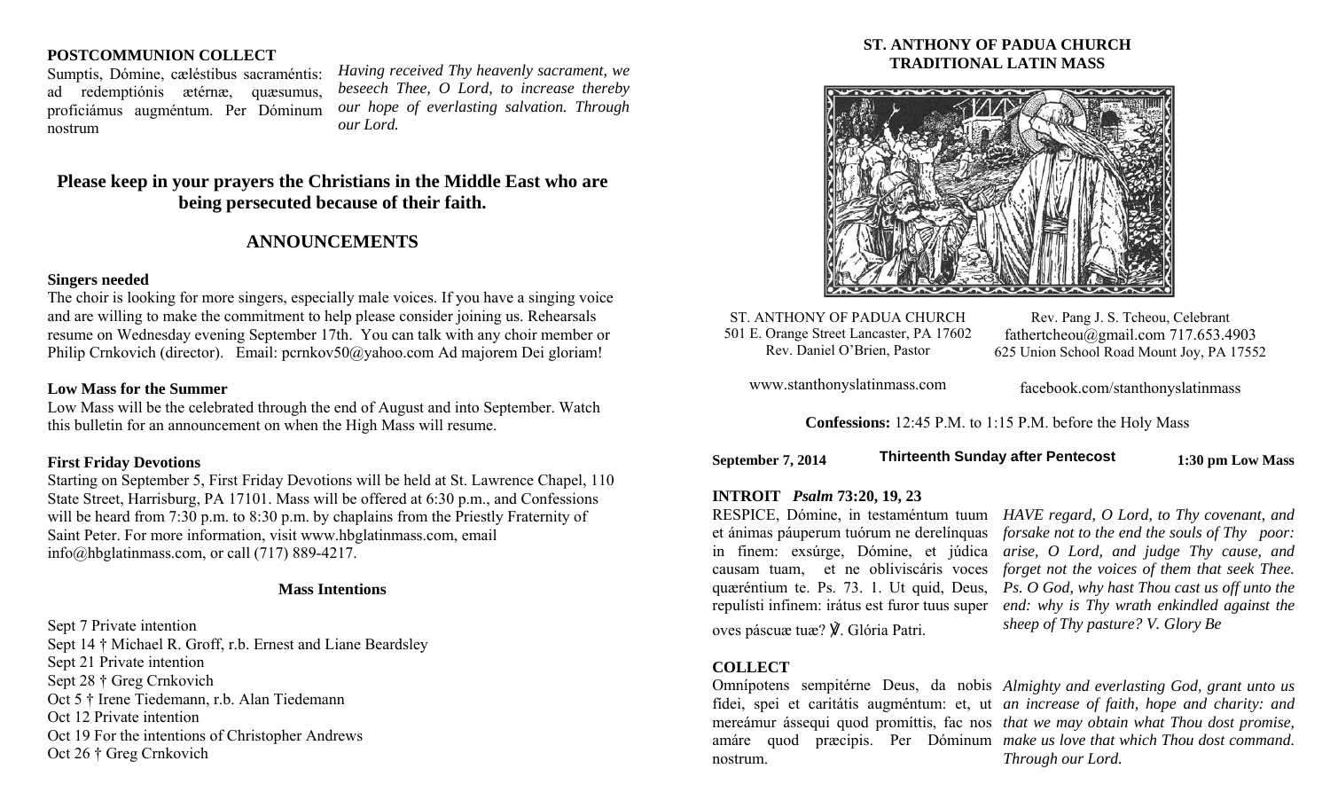**POSTCOMMUNION COLLECT**

Sumptis, Dómine, cæléstibus sacraméntis: ad redemptiónis ætérnæ, quæsumus, proficiámus augméntum. Per Dóminum nostrum

*Having received Thy heavenly sacrament, we beseech Thee, O Lord, to increase thereby our hope of everlasting salvation. Through our Lord.*

## Please keep in your prayers the Christians in the Middle East who are being persecuted because of their faith.

## ANNOUNCEMENTS

**Singers needed**

The choir is looking for more singers, especially male voices. If you have a singing voice and are willing to make the commitment to help please consider joining us. Rehearsals resume on Wednesday evening September 17th. You can talk with any choir member or Philip Crnkovich (director). Email: pcrnkov50@yahoo.com Ad majorem Dei gloriam!

**Low Mass for the Summer**

Low Mass will be the celebrated through the end of August and into September. Watch this bulletin for an announcement on when the High Mass will resume.

**First Friday Devotions**

Starting on September 5, First Friday Devotions will be held at St. Lawrence Chapel, 110 State Street, Harrisburg, PA 17101. Mass will be offered at 6:30 p.m., and Confessions will be heard from 7:30 p.m. to 8:30 p.m. by chaplains from the Priestly Fraternity of Saint Peter. For more information, visit www.hbglatinmass.com, email info@hbglatinmass.com, or call (717) 889-4217.

**Mass Intentions**

Sept 7 Private intention
Sept 14 † Michael R. Groff, r.b. Ernest and Liane Beardsley
Sept 21 Private intention
Sept 28 † Greg Crnkovich
Oct 5 † Irene Tiedemann, r.b. Alan Tiedemann
Oct 12 Private intention
Oct 19 For the intentions of Christopher Andrews
Oct 26 † Greg Crnkovich

# ST. ANTHONY OF PADUA CHURCH TRADITIONAL LATIN MASS

ST. ANTHONY OF PADUA CHURCH
501 E. Orange Street Lancaster, PA 17602
Rev. Daniel O'Brien, Pastor

Rev. Pang J. S. Tcheou, Celebrant
fathertcheou@gmail.com 717.653.4903
625 Union School Road Mount Joy, PA 17552

www.stanthonyslatinmass.com

facebook.com/stanthonyslatinmass

**Confessions:** 12:45 P.M. to 1:15 P.M. before the Holy Mass

**September 7, 2014** | **Thirteenth Sunday after Pentecost** | **1:30 pm Low Mass**

**INTROIT** *Psalm* **73:20, 19, 23**

RESPICE, Dómine, in testaméntum tuum et ánimas páuperum tuórum ne derelínquas in finem: exsúrge, Dómine, et júdica causam tuam, et ne obliviscáris voces quæréntium te. Ps. 73. 1. Ut quid, Deus, repulísti infinem: irátus est furor tuus super oves páscuæ tuæ? ℣. Glória Patri.

*HAVE regard, O Lord, to Thy covenant, and forsake not to the end the souls of Thy poor: arise, O Lord, and judge Thy cause, and forget not the voices of them that seek Thee. Ps. O God, why hast Thou cast us off unto the end: why is Thy wrath enkindled against the sheep of Thy pasture? V. Glory Be*

**COLLECT**

Omnípotens sempitérne Deus, da nobis fídei, spei et caritátis augméntum: et, ut mereámur ássequi quod promíttis, fac nos amáre quod præcipis. Per Dóminum nostrum.

*Almighty and everlasting God, grant unto us an increase of faith, hope and charity: and that we may obtain what Thou dost promise, make us love that which Thou dost command. Through our Lord.*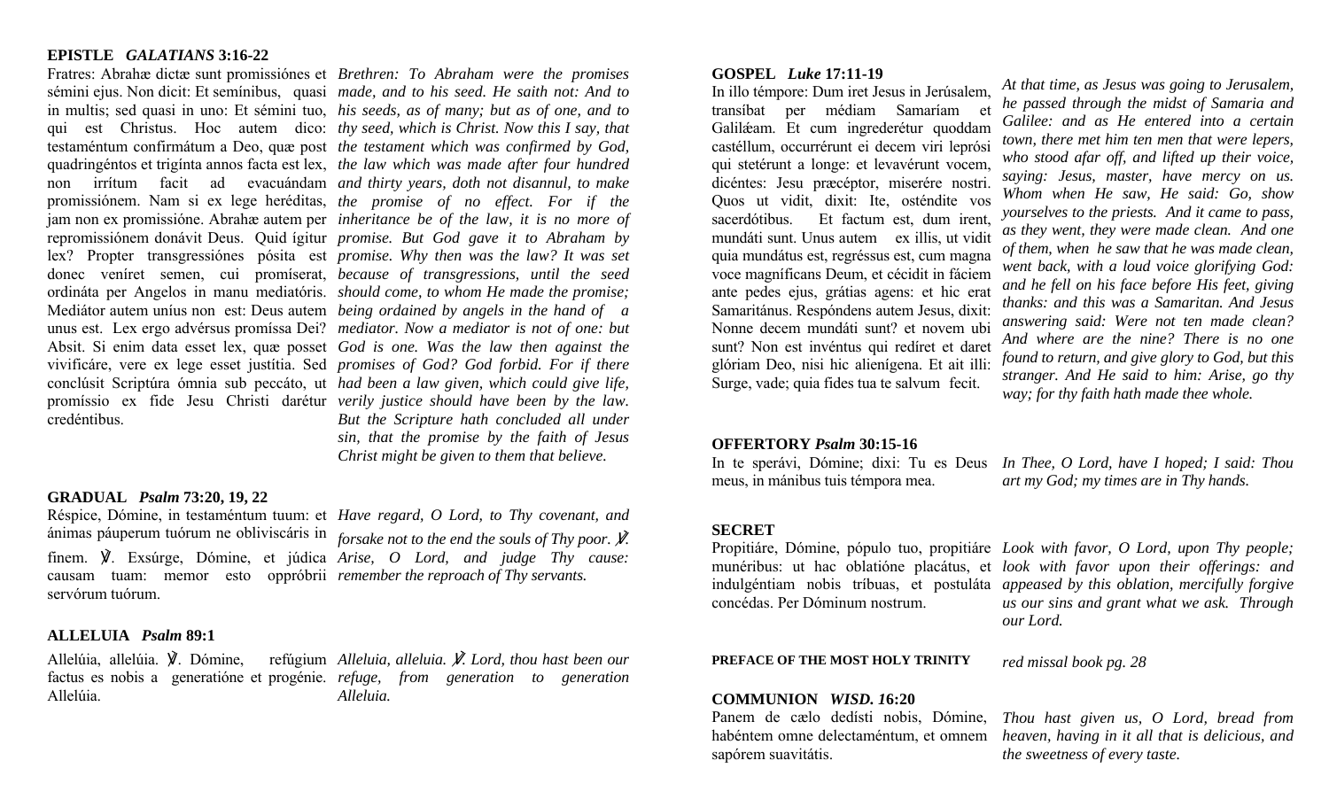## EPISTLE *GALATIANS* 3:16-22

Fratres: Abrahæ dictæ sunt promissiónes et sémini ejus. Non dicit: Et semínibus, quasi in multis; sed quasi in uno: Et sémini tuo, qui est Christus. Hoc autem dico: testaméntum confirmátum a Deo, quæ post quadringéntos et trigínta annos facta est lex, non irrítum facit ad evacuándam promissiónem. Nam si ex lege heréditas, jam non ex promissióne. Abrahæ autem per repromissiónem donávit Deus. Quid ígitur lex? Propter transgressiónes pósita est donec veníret semen, cui promíserat, ordináta per Angelos in manu mediatóris. Mediátor autem uníus non est: Deus autem unus est. Lex ergo advérsus promíssa Dei? Absit. Si enim data esset lex, quæ posset vivificáre, vere ex lege esset justítia. Sed conclúsit Scriptúra ómnia sub peccáto, ut promíssio ex fide Jesu Christi darétur credéntibus.

*Brethren: To Abraham were the promises made, and to his seed. He saith not: And to his seeds, as of many; but as of one, and to thy seed, which is Christ. Now this I say, that the testament which was confirmed by God, the law which was made after four hundred and thirty years, doth not disannul, to make the promise of no effect. For if the inheritance be of the law, it is no more of promise. But God gave it to Abraham by promise. Why then was the law? It was set because of transgressions, until the seed should come, to whom He made the promise; being ordained by angels in the hand of a mediator. Now a mediator is not of one: but God is one. Was the law then against the promises of God? God forbid. For if there had been a law given, which could give life, verily justice should have been by the law. But the Scripture hath concluded all under sin, that the promise by the faith of Jesus Christ might be given to them that believe.*

## GRADUAL *Psalm* 73:20, 19, 22

Réspice, Dómine, in testaméntum tuum: et ánimas páuperum tuórum ne obliviscáris in finem. ℣. Exsúrge, Dómine, et júdica causam tuam: memor esto oppróbrii servórum tuórum.

*Have regard, O Lord, to Thy covenant, and forsake not to the end the souls of Thy poor. ℣. Arise, O Lord, and judge Thy cause: remember the reproach of Thy servants.*

## ALLELUIA *Psalm* 89:1

Allelúia, allelúia. ℣. Dómine, refúgium factus es nobis a generatióne et progénie. Allelúia.

*Alleluia, alleluia. ℣. Lord, thou hast been our refuge, from generation to generation Alleluia.*

## GOSPEL *Luke* 17:11-19

In illo témpore: Dum iret Jesus in Jerúsalem, transíbat per médiam Samaríam et Galilǽam. Et cum ingrederétur quoddam castéllum, occurrérunt ei decem viri leprósi qui stetérunt a longe: et levavérunt vocem, dicéntes: Jesu præcéptor, miserére nostri. Quos ut vidit, dixit: Ite, osténdite vos sacerdótibus. Et factum est, dum irent, mundáti sunt. Unus autem ex illis, ut vidit quia mundátus est, regréssus est, cum magna voce magníficans Deum, et cécidit in fáciem ante pedes ejus, grátias agens: et hic erat Samaritánus. Respóndens autem Jesus, dixit: Nonne decem mundáti sunt? et novem ubi sunt? Non est invéntus qui redíret et daret glóriam Deo, nisi hic alienígena. Et ait illi: Surge, vade; quia fides tua te salvum fecit.

*At that time, as Jesus was going to Jerusalem, he passed through the midst of Samaria and Galilee: and as He entered into a certain town, there met him ten men that were lepers, who stood afar off, and lifted up their voice, saying: Jesus, master, have mercy on us. Whom when He saw, He said: Go, show yourselves to the priests. And it came to pass, as they went, they were made clean. And one of them, when he saw that he was made clean, went back, with a loud voice glorifying God: and he fell on his face before His feet, giving thanks: and this was a Samaritan. And Jesus answering said: Were not ten made clean? And where are the nine? There is no one found to return, and give glory to God, but this stranger. And He said to him: Arise, go thy way; for thy faith hath made thee whole.*

## OFFERTORY *Psalm* 30:15-16

In te sperávi, Dómine; dixi: Tu es Deus meus, in mánibus tuis témpora mea.

*In Thee, O Lord, have I hoped; I said: Thou art my God; my times are in Thy hands.*

## SECRET

Propitiáre, Dómine, pópulo tuo, propitiáre munéribus: ut hac oblatióne placátus, et indulgéntiam nobis tríbuas, et postuláta concédas. Per Dóminum nostrum.

*Look with favor, O Lord, upon Thy people; look with favor upon their offerings: and appeased by this oblation, mercifully forgive us our sins and grant what we ask. Through our Lord.*

## PREFACE OF THE MOST HOLY TRINITY

*red missal book pg. 28*

## COMMUNION *WISD.* 16:20

Panem de cælo dedísti nobis, Dómine, habéntem omne delectaméntum, et omnem sapórem suavitátis.

*Thou hast given us, O Lord, bread from heaven, having in it all that is delicious, and the sweetness of every taste.*